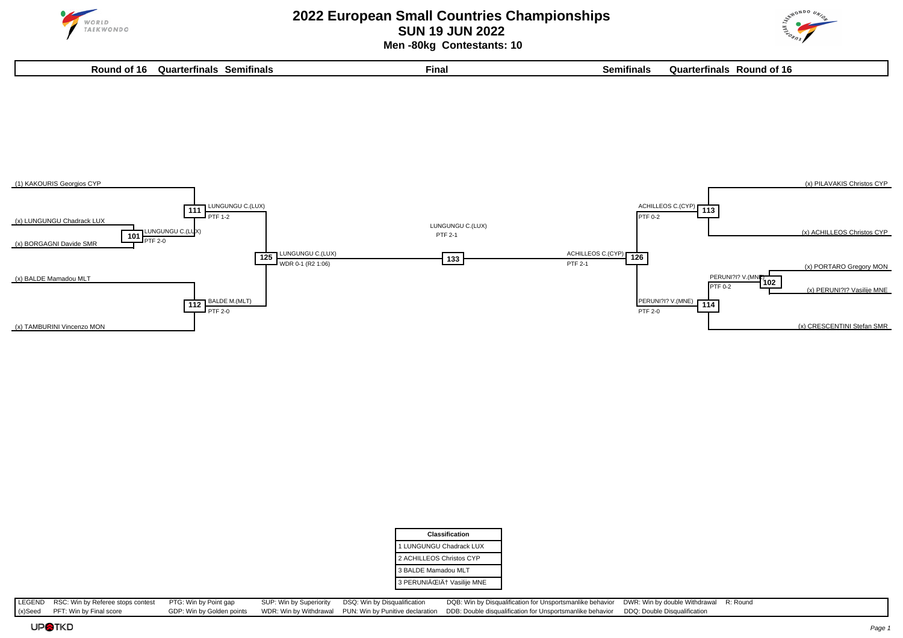# 2022 European Small Countries Championships

## SUN 19 JUN 2022

### Men -80kg Contestants: 10

**Round of 16 | Quarterfinals | Semifinals | Final | Semifinals | Quarterfinals | Round of 16**

(1) KAKOURIS Georgios CYP

(x) LUNGUNGU Chadrack LUX

(x) BORGAGNI Davide SMR

(x) BALDE Mamadou MLT

(x) TAMBURINI Vincenzo MON

101 — LUNGUNGU C.(LUX) PTF 2-0

111 — LUNGUNGU C.(LUX) PTF 1-2

112 — BALDE M.(MLT) PTF 2-0

125 — LUNGUNGU C.(LUX) WDR 0-1 (R2 1:06)

133 — LUNGUNGU C.(LUX) PTF 2-1

126 — ACHILLEOS C.(CYP) PTF 2-1

113 — ACHILLEOS C.(CYP) PTF 0-2

114 — PERUNI?I? V.(MNE) PTF 2-0

102 — PERUNI?I? V.(MNE) PTF 0-2

(x) PILAVAKIS Christos CYP

(x) ACHILLEOS Christos CYP

(x) PORTARO Gregory MON

(x) PERUNI?I? Vasilije MNE

(x) CRESCENTINI Stefan SMR

| Classification |
| --- |
| 1 LUNGUNGU Chadrack LUX |
| 2 ACHILLEOS Christos CYP |
| 3 BALDE Mamadou MLT |
| 3 PERUNIÄŒIÄ† Vasilije MNE |

| LEGEND | RSC: Win by Referee stops contest | PTG: Win by Point gap | SUP: Win by Superiority | DSQ: Win by Disqualification | DQB: Win by Disqualification for Unsportsmanlike behavior | DWR: Win by double Withdrawal | R: Round |
| --- | --- | --- | --- | --- | --- | --- | --- |
| (x)Seed | PFT: Win by Final score | GDP: Win by Golden points | WDR: Win by Withdrawal | PUN: Win by Punitive declaration | DDB: Double disqualification for Unsportsmanlike behavior | DDQ: Double Disqualification | |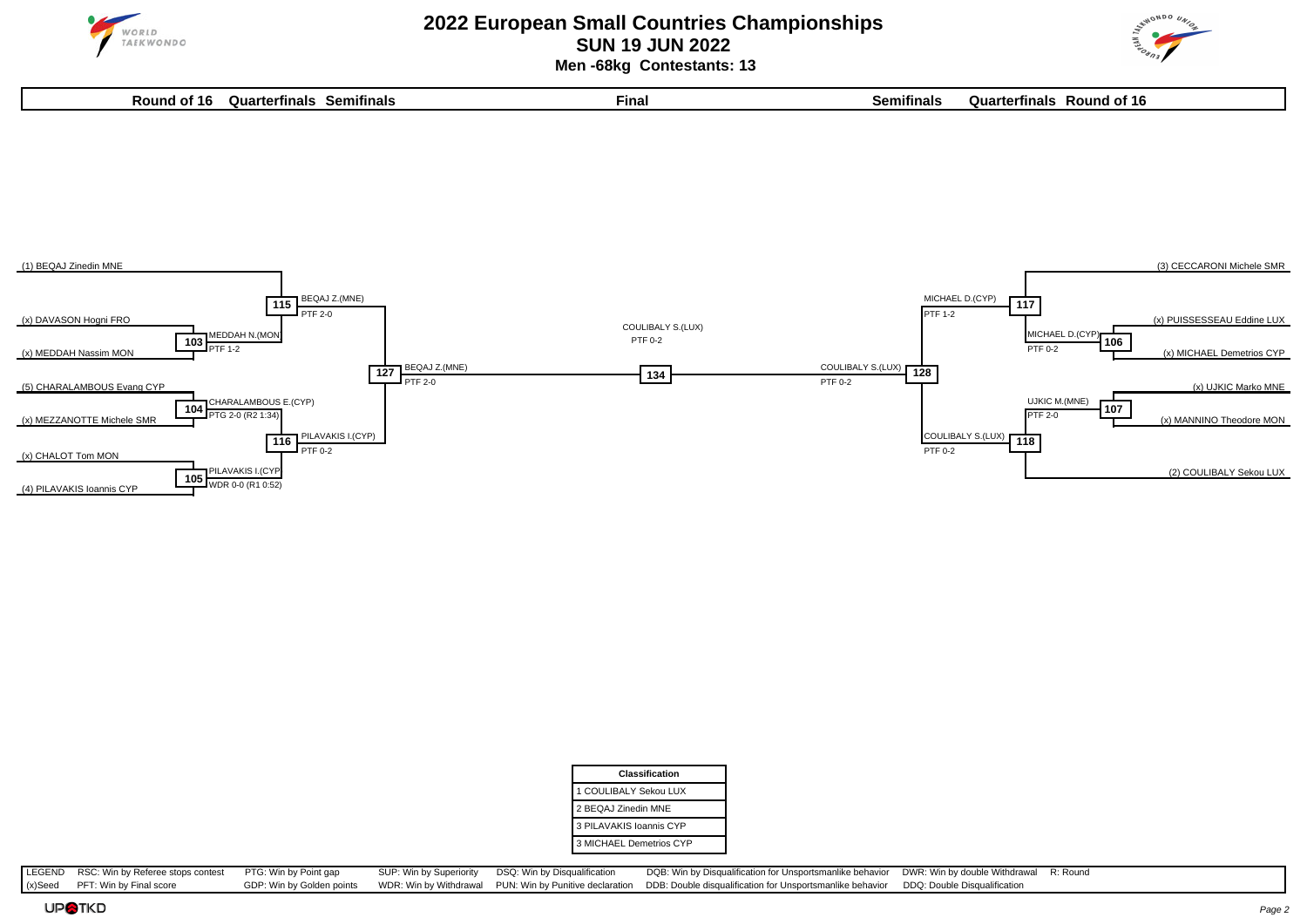# 2022 European Small Countries Championships

## SUN 19 JUN 2022

### Men -68kg Contestants: 13

**Round of 16 | Quarterfinals | Semifinals | Final | Semifinals | Quarterfinals | Round of 16**

**Left side of bracket**

| Round of 16 | Match | Result |
|---|---|---|
| (x) DAVASON Hogni FRO vs (x) MEDDAH Nassim MON | 103 | MEDDAH N.(MON) PTF 1-2 |
| (5) CHARALAMBOUS Evang CYP vs (x) MEZZANOTTE Michele SMR | 104 | CHARALAMBOUS E.(CYP) PTG 2-0 (R2 1:34) |
| (x) CHALOT Tom MON vs (4) PILAVAKIS Ioannis CYP | 105 | PILAVAKIS I.(CYP) WDR 0-0 (R1 0:52) |

| Quarterfinals | Match | Result |
|---|---|---|
| (1) BEQAJ Zinedin MNE vs MEDDAH N.(MON) | 115 | BEQAJ Z.(MNE) PTF 2-0 |
| CHARALAMBOUS E.(CYP) vs PILAVAKIS I.(CYP) | 116 | PILAVAKIS I.(CYP) PTF 0-2 |

| Semifinal | Match | Result |
|---|---|---|
| BEQAJ Z.(MNE) vs PILAVAKIS I.(CYP) | 127 | BEQAJ Z.(MNE) PTF 2-0 |

**Right side of bracket**

| Round of 16 | Match | Result |
|---|---|---|
| (x) PUISSESSEAU Eddine LUX vs (x) MICHAEL Demetrios CYP | 106 | MICHAEL D.(CYP) PTF 0-2 |
| (x) UJKIC Marko MNE vs (x) MANNINO Theodore MON | 107 | UJKIC M.(MNE) PTF 2-0 |

| Quarterfinals | Match | Result |
|---|---|---|
| (3) CECCARONI Michele SMR vs MICHAEL D.(CYP) | 117 | MICHAEL D.(CYP) PTF 1-2 |
| UJKIC M.(MNE) vs (2) COULIBALY Sekou LUX | 118 | COULIBALY S.(LUX) PTF 0-2 |

| Semifinal | Match | Result |
|---|---|---|
| MICHAEL D.(CYP) vs COULIBALY S.(LUX) | 128 | COULIBALY S.(LUX) PTF 0-2 |

**Final**

| Match | Result |
|---|---|
| 134 | COULIBALY S.(LUX) PTF 0-2 |

| Classification |
|---|
| 1 COULIBALY Sekou LUX |
| 2 BEQAJ Zinedin MNE |
| 3 PILAVAKIS Ioannis CYP |
| 3 MICHAEL Demetrios CYP |

LEGEND: RSC: Win by Referee stops contest | PTG: Win by Point gap | SUP: Win by Superiority | DSQ: Win by Disqualification | DQB: Win by Disqualification for Unsportsmanlike behavior | DWR: Win by double Withdrawal | R: Round

(x)Seed: PFT: Win by Final score | GDP: Win by Golden points | WDR: Win by Withdrawal | PUN: Win by Punitive declaration | DDB: Double disqualification for Unsportsmanlike behavior | DDQ: Double Disqualification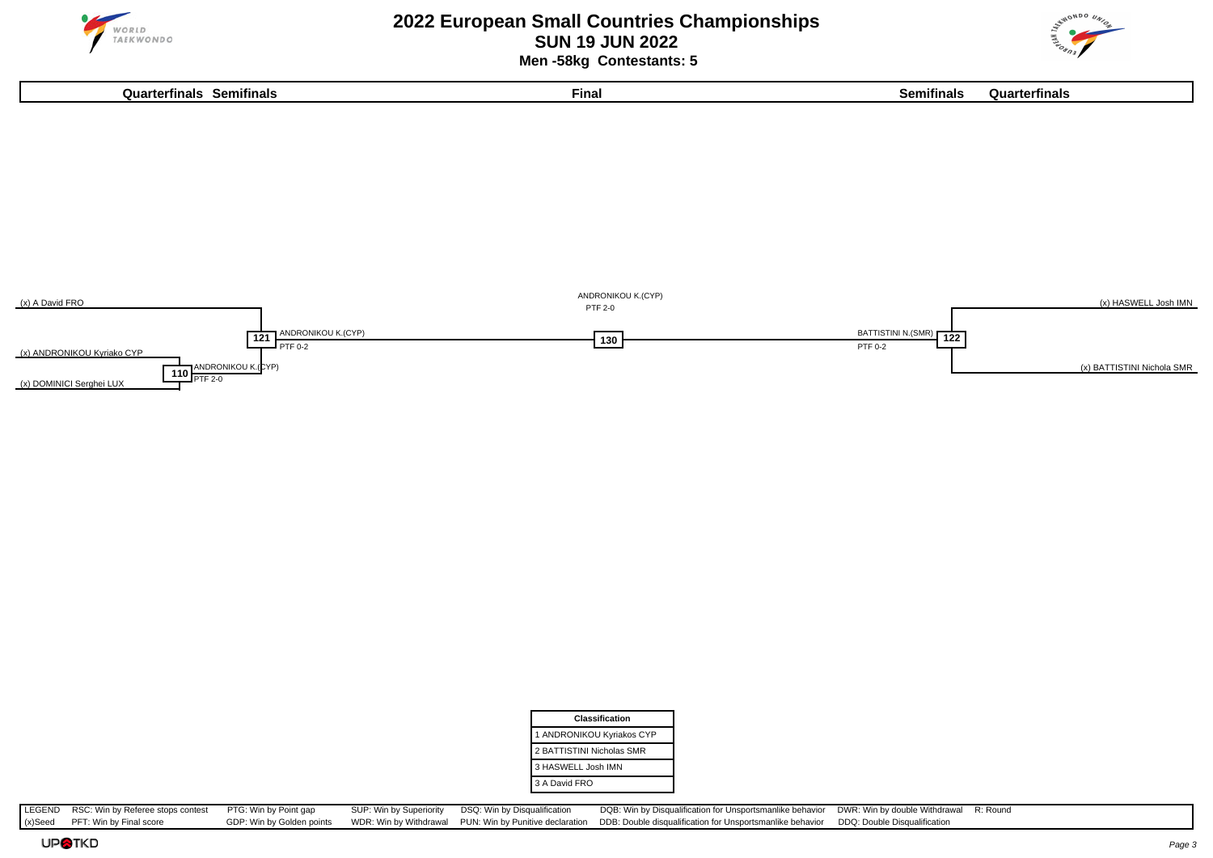# 2022 European Small Countries Championships

## SUN 19 JUN 2022

### Men -58kg Contestants: 5

**Quarterfinals Semifinals** | **Final** | **Semifinals Quarterfinals**

(x) A David FRO

(x) ANDRONIKOU Kyriako CYP

(x) DOMINICI Serghei LUX

110 — ANDRONIKOU K.(CYP) PTF 2-0

121 — ANDRONIKOU K.(CYP) PTF 0-2

130 — ANDRONIKOU K.(CYP) PTF 2-0

122 — BATTISTINI N.(SMR) PTF 0-2

(x) HASWELL Josh IMN

(x) BATTISTINI Nichola SMR

| Classification |
|---|
| 1 ANDRONIKOU Kyriakos CYP |
| 2 BATTISTINI Nicholas SMR |
| 3 HASWELL Josh IMN |
| 3 A David FRO |

| LEGEND | RSC: Win by Referee stops contest | PTG: Win by Point gap | SUP: Win by Superiority | DSQ: Win by Disqualification | DQB: Win by Disqualification for Unsportsmanlike behavior | DWR: Win by double Withdrawal | R: Round |
|---|---|---|---|---|---|---|---|
| (x)Seed | PFT: Win by Final score | GDP: Win by Golden points | WDR: Win by Withdrawal | PUN: Win by Punitive declaration | DDB: Double disqualification for Unsportsmanlike behavior | DDQ: Double Disqualification | |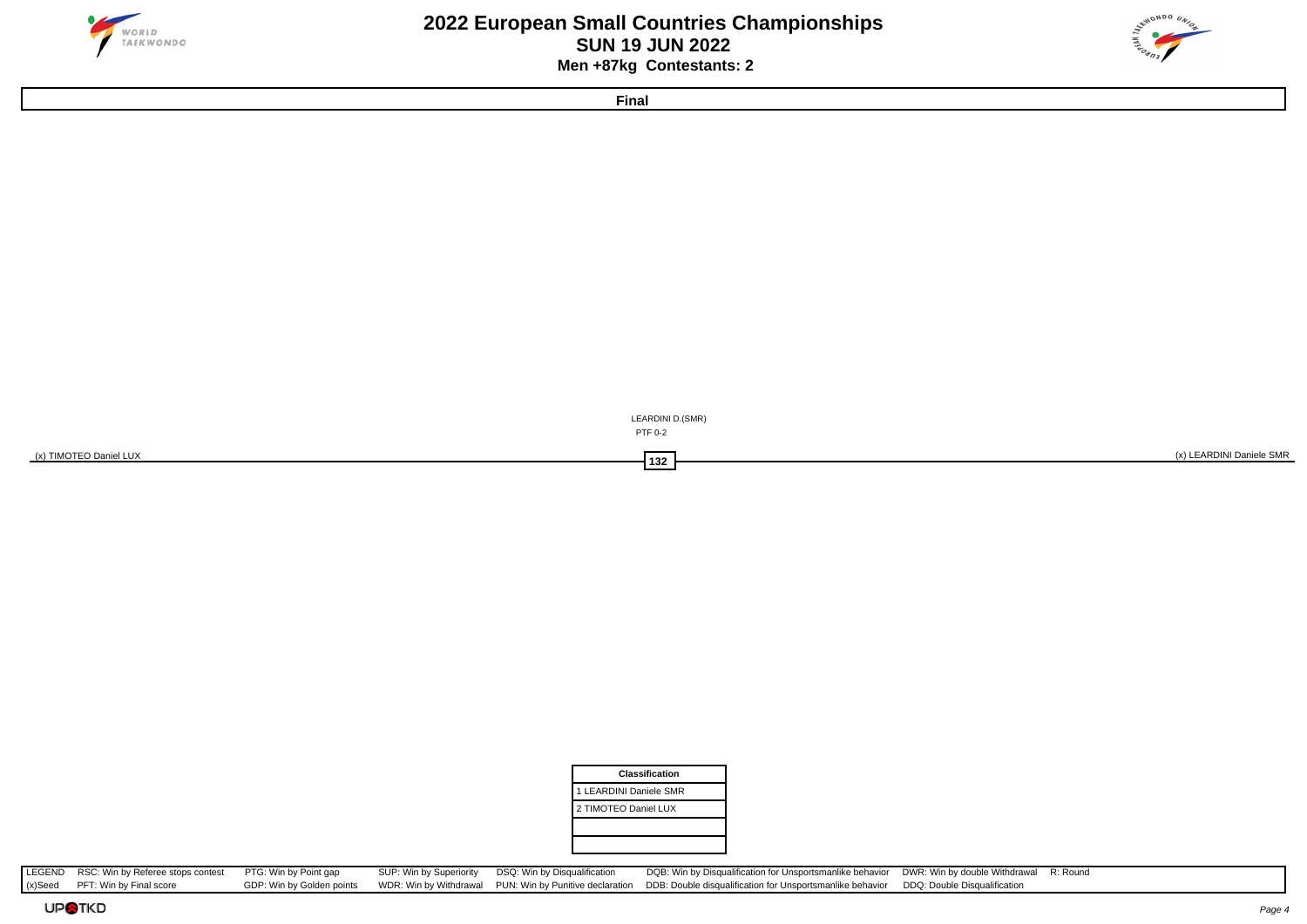# 2022 European Small Countries Championships

## SUN 19 JUN 2022

### Men +87kg Contestants: 2

**Final**

LEARDINI D.(SMR)

PTF 0-2

(x) TIMOTEO Daniel LUX

132

(x) LEARDINI Daniele SMR

| Classification |
|---|
| 1 LEARDINI Daniele SMR |
| 2 TIMOTEO Daniel LUX |
| |
| |

| LEGEND | RSC: Win by Referee stops contest | PTG: Win by Point gap | SUP: Win by Superiority | DSQ: Win by Disqualification | DQB: Win by Disqualification for Unsportsmanlike behavior | DWR: Win by double Withdrawal | R: Round |
|---|---|---|---|---|---|---|---|
| (x)Seed | PFT: Win by Final score | GDP: Win by Golden points | WDR: Win by Withdrawal | PUN: Win by Punitive declaration | DDB: Double disqualification for Unsportsmanlike behavior | DDQ: Double Disqualification | |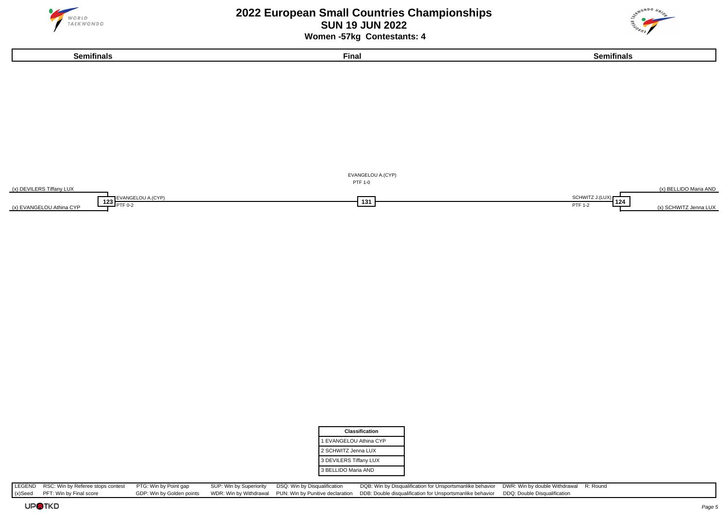# 2022 European Small Countries Championships

## SUN 19 JUN 2022

### Women -57kg Contestants: 4

| Semifinals | Final | Semifinals |
|---|---|---|

**Semifinals (left) – Match 123**

(x) DEVILERS Tiffany LUX
(x) EVANGELOU Athina CYP

Winner: EVANGELOU A.(CYP) — PTF 0-2

**Final – Match 131**

Winner: EVANGELOU A.(CYP) — PTF 1-0

**Semifinals (right) – Match 124**

(x) BELLIDO Maria AND
(x) SCHWITZ Jenna LUX

Winner: SCHWITZ J.(LUX) — PTF 1-2

| Classification |
|---|
| 1 EVANGELOU Athina CYP |
| 2 SCHWITZ Jenna LUX |
| 3 DEVILERS Tiffany LUX |
| 3 BELLIDO Maria AND |

| LEGEND | RSC: Win by Referee stops contest | PTG: Win by Point gap | SUP: Win by Superiority | DSQ: Win by Disqualification | DQB: Win by Disqualification for Unsportsmanlike behavior | DWR: Win by double Withdrawal | R: Round |
|---|---|---|---|---|---|---|---|
| (x)Seed | PFT: Win by Final score | GDP: Win by Golden points | WDR: Win by Withdrawal | PUN: Win by Punitive declaration | DDB: Double disqualification for Unsportsmanlike behavior | DDQ: Double Disqualification | |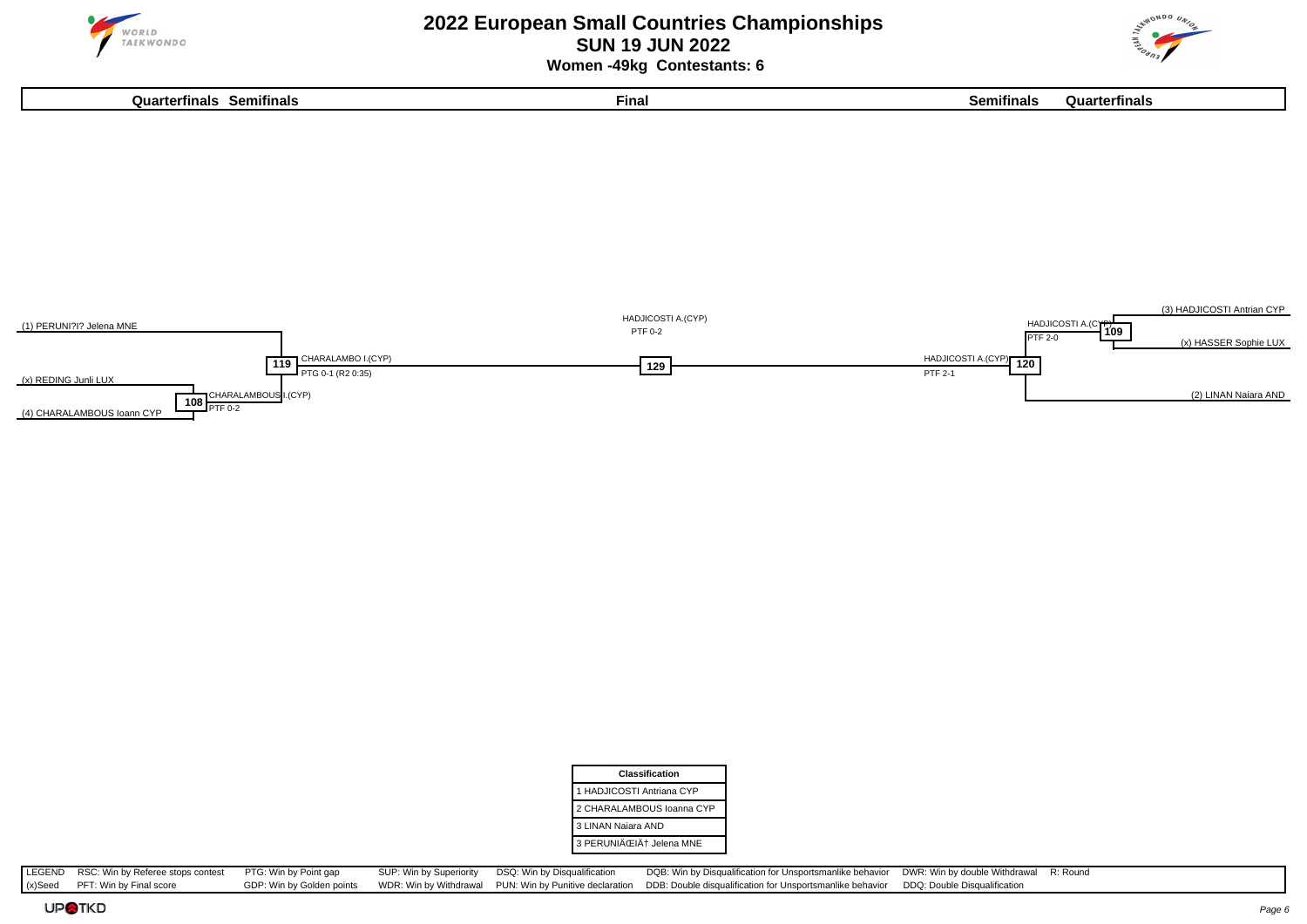# 2022 European Small Countries Championships

## SUN 19 JUN 2022

### Women -49kg Contestants: 6

**Quarterfinals Semifinals** | **Final** | **Semifinals Quarterfinals**

(1) PERUNI?I? Jelena MNE

(x) REDING Junli LUX

(4) CHARALAMBOUS Ioann CYP

108 CHARALAMBOUS I.(CYP) PTF 0-2

119 CHARALAMBO I.(CYP) PTG 0-1 (R2 0:35)

129 HADJICOSTI A.(CYP) PTF 0-2

120 HADJICOSTI A.(CYP) PTF 2-1

109 HADJICOSTI A.(CYP) PTF 2-0

(3) HADJICOSTI Antrian CYP

(x) HASSER Sophie LUX

(2) LINAN Naiara AND

| Classification |
|---|
| 1 HADJICOSTI Antriana CYP |
| 2 CHARALAMBOUS Ioanna CYP |
| 3 LINAN Naiara AND |
| 3 PERUNIÄŒIÄ† Jelena MNE |

| | | | | | | | |
|---|---|---|---|---|---|---|---|
| LEGEND | RSC: Win by Referee stops contest | PTG: Win by Point gap | SUP: Win by Superiority | DSQ: Win by Disqualification | DQB: Win by Disqualification for Unsportsmanlike behavior | DWR: Win by double Withdrawal | R: Round |
| (x)Seed | PFT: Win by Final score | GDP: Win by Golden points | WDR: Win by Withdrawal | PUN: Win by Punitive declaration | DDB: Double disqualification for Unsportsmanlike behavior | DDQ: Double Disqualification | |